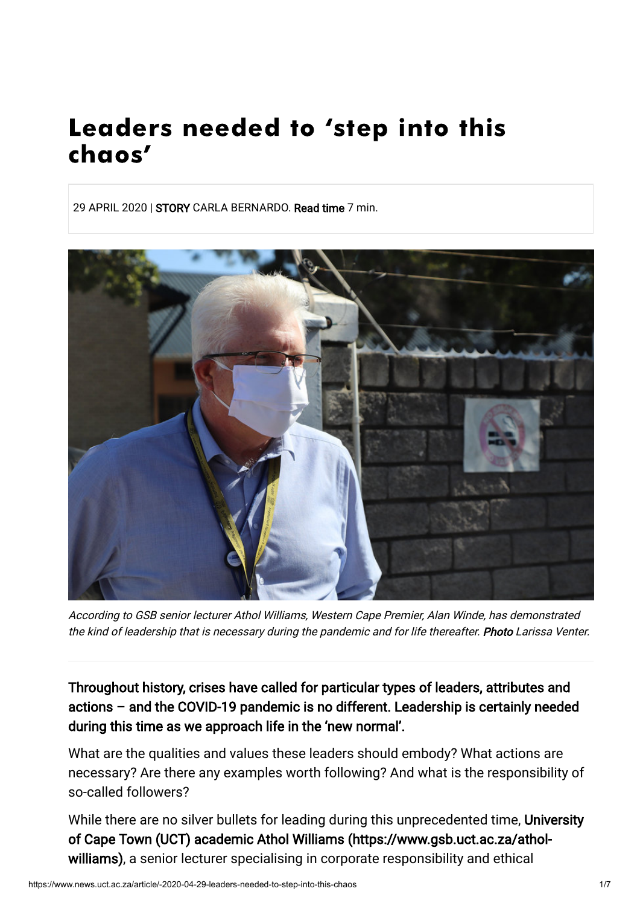# Leaders needed to 'step into this chaos'

29 APRIL 2020 | **STORY** CARLA BERNARDO. **Read time** 7 min.

*According to GSB senior lecturer Athol Williams, Western Cape Premier, Alan Winde, has demonstrated the kind of leadership that is necessary during the pandemic and for life thereafter.* ***Photo*** *Larissa Venter.*

**Throughout history, crises have called for particular types of leaders, attributes and actions – and the COVID-19 pandemic is no different. Leadership is certainly needed during this time as we approach life in the 'new normal'.**

What are the qualities and values these leaders should embody? What actions are necessary? Are there any examples worth following? And what is the responsibility of so-called followers?

While there are no silver bullets for leading during this unprecedented time, **University of Cape Town (UCT) academic Athol Williams (https://www.gsb.uct.ac.za/athol-williams)**, a senior lecturer specialising in corporate responsibility and ethical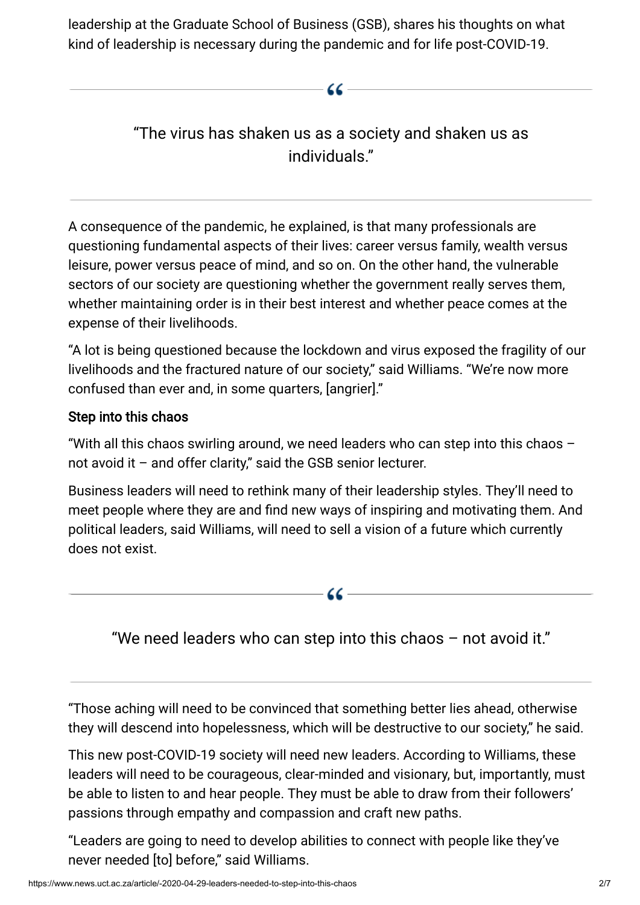leadership at the Graduate School of Business (GSB), shares his thoughts on what kind of leadership is necessary during the pandemic and for life post-COVID-19.

> "The virus has shaken us as a society and shaken us as individuals."

A consequence of the pandemic, he explained, is that many professionals are questioning fundamental aspects of their lives: career versus family, wealth versus leisure, power versus peace of mind, and so on. On the other hand, the vulnerable sectors of our society are questioning whether the government really serves them, whether maintaining order is in their best interest and whether peace comes at the expense of their livelihoods.

"A lot is being questioned because the lockdown and virus exposed the fragility of our livelihoods and the fractured nature of our society," said Williams. "We're now more confused than ever and, in some quarters, [angrier]."

### Step into this chaos

"With all this chaos swirling around, we need leaders who can step into this chaos – not avoid it – and offer clarity," said the GSB senior lecturer.

Business leaders will need to rethink many of their leadership styles. They'll need to meet people where they are and find new ways of inspiring and motivating them. And political leaders, said Williams, will need to sell a vision of a future which currently does not exist.

> "We need leaders who can step into this chaos – not avoid it."

"Those aching will need to be convinced that something better lies ahead, otherwise they will descend into hopelessness, which will be destructive to our society," he said.

This new post-COVID-19 society will need new leaders. According to Williams, these leaders will need to be courageous, clear-minded and visionary, but, importantly, must be able to listen to and hear people. They must be able to draw from their followers' passions through empathy and compassion and craft new paths.

"Leaders are going to need to develop abilities to connect with people like they've never needed [to] before," said Williams.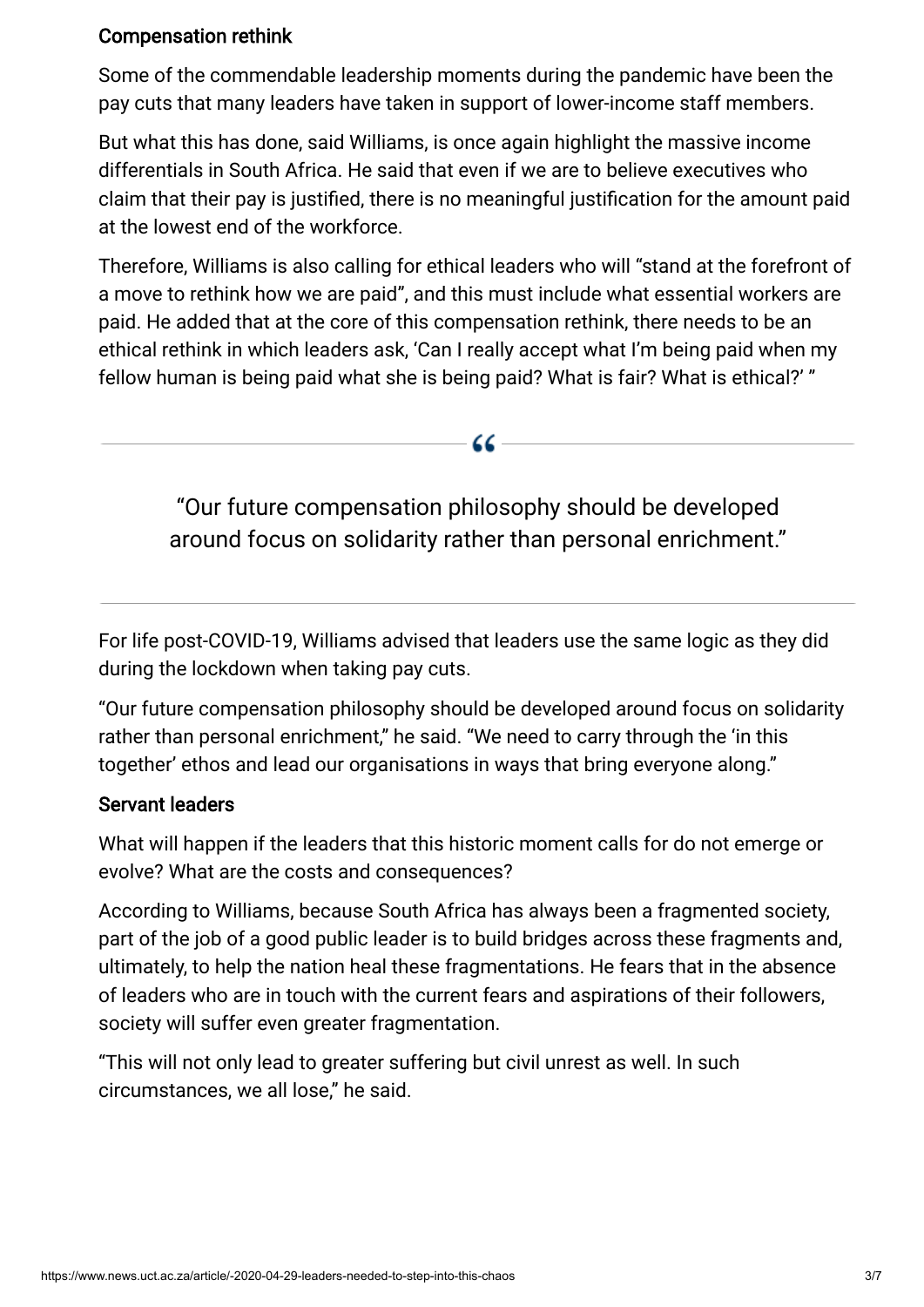### Compensation rethink

Some of the commendable leadership moments during the pandemic have been the pay cuts that many leaders have taken in support of lower-income staff members.

But what this has done, said Williams, is once again highlight the massive income differentials in South Africa. He said that even if we are to believe executives who claim that their pay is justified, there is no meaningful justification for the amount paid at the lowest end of the workforce.

Therefore, Williams is also calling for ethical leaders who will "stand at the forefront of a move to rethink how we are paid", and this must include what essential workers are paid. He added that at the core of this compensation rethink, there needs to be an ethical rethink in which leaders ask, 'Can I really accept what I'm being paid when my fellow human is being paid what she is being paid? What is fair? What is ethical?' "

> "Our future compensation philosophy should be developed around focus on solidarity rather than personal enrichment."

For life post-COVID-19, Williams advised that leaders use the same logic as they did during the lockdown when taking pay cuts.

"Our future compensation philosophy should be developed around focus on solidarity rather than personal enrichment," he said. "We need to carry through the 'in this together' ethos and lead our organisations in ways that bring everyone along."

### Servant leaders

What will happen if the leaders that this historic moment calls for do not emerge or evolve? What are the costs and consequences?

According to Williams, because South Africa has always been a fragmented society, part of the job of a good public leader is to build bridges across these fragments and, ultimately, to help the nation heal these fragmentations. He fears that in the absence of leaders who are in touch with the current fears and aspirations of their followers, society will suffer even greater fragmentation.

"This will not only lead to greater suffering but civil unrest as well. In such circumstances, we all lose," he said.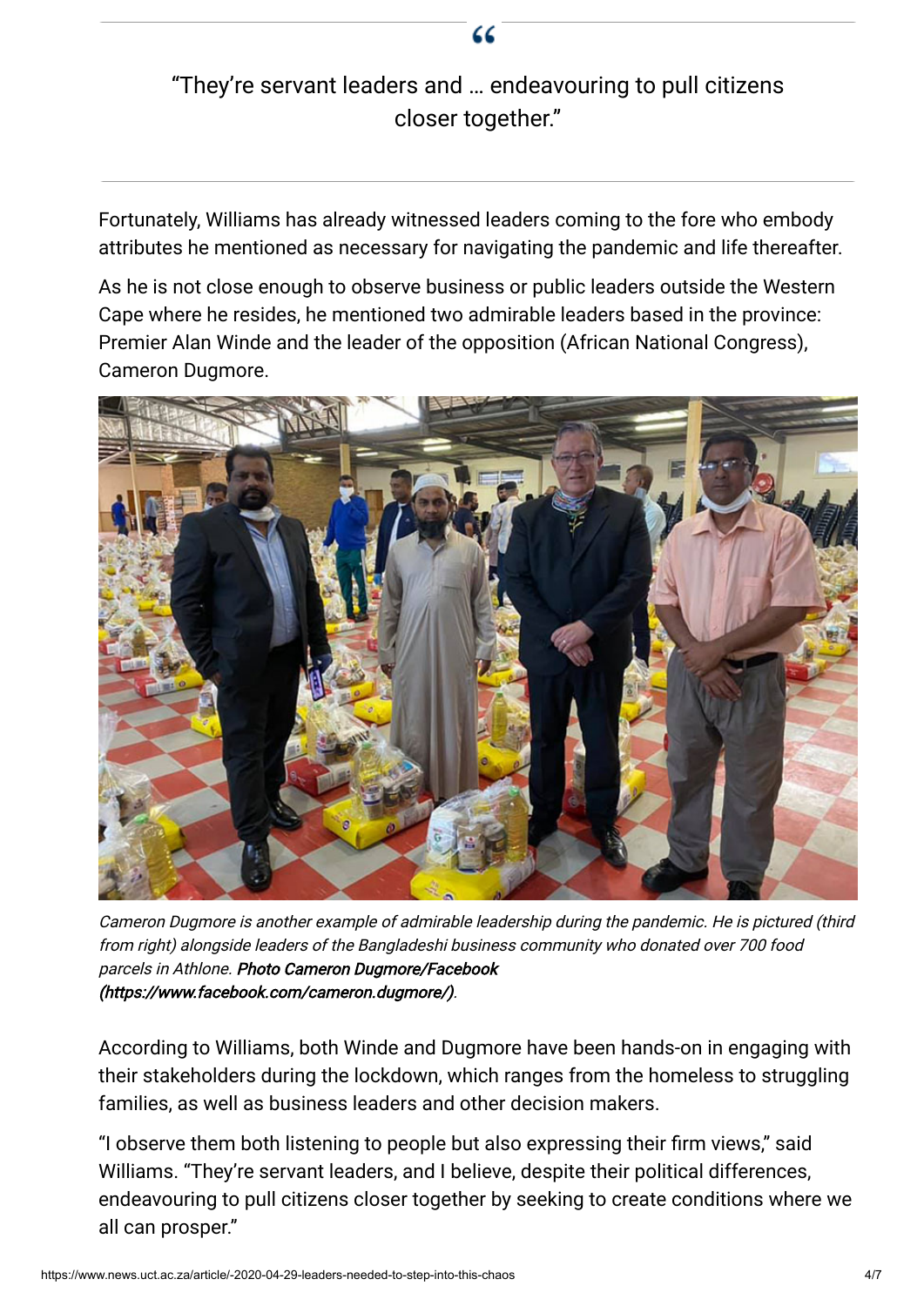> "They're servant leaders and … endeavouring to pull citizens closer together."

Fortunately, Williams has already witnessed leaders coming to the fore who embody attributes he mentioned as necessary for navigating the pandemic and life thereafter.

As he is not close enough to observe business or public leaders outside the Western Cape where he resides, he mentioned two admirable leaders based in the province: Premier Alan Winde and the leader of the opposition (African National Congress), Cameron Dugmore.

*Cameron Dugmore is another example of admirable leadership during the pandemic. He is pictured (third from right) alongside leaders of the Bangladeshi business community who donated over 700 food parcels in Athlone.* ***Photo Cameron Dugmore/Facebook (https://www.facebook.com/cameron.dugmore/)***.

According to Williams, both Winde and Dugmore have been hands-on in engaging with their stakeholders during the lockdown, which ranges from the homeless to struggling families, as well as business leaders and other decision makers.

"I observe them both listening to people but also expressing their firm views," said Williams. "They're servant leaders, and I believe, despite their political differences, endeavouring to pull citizens closer together by seeking to create conditions where we all can prosper."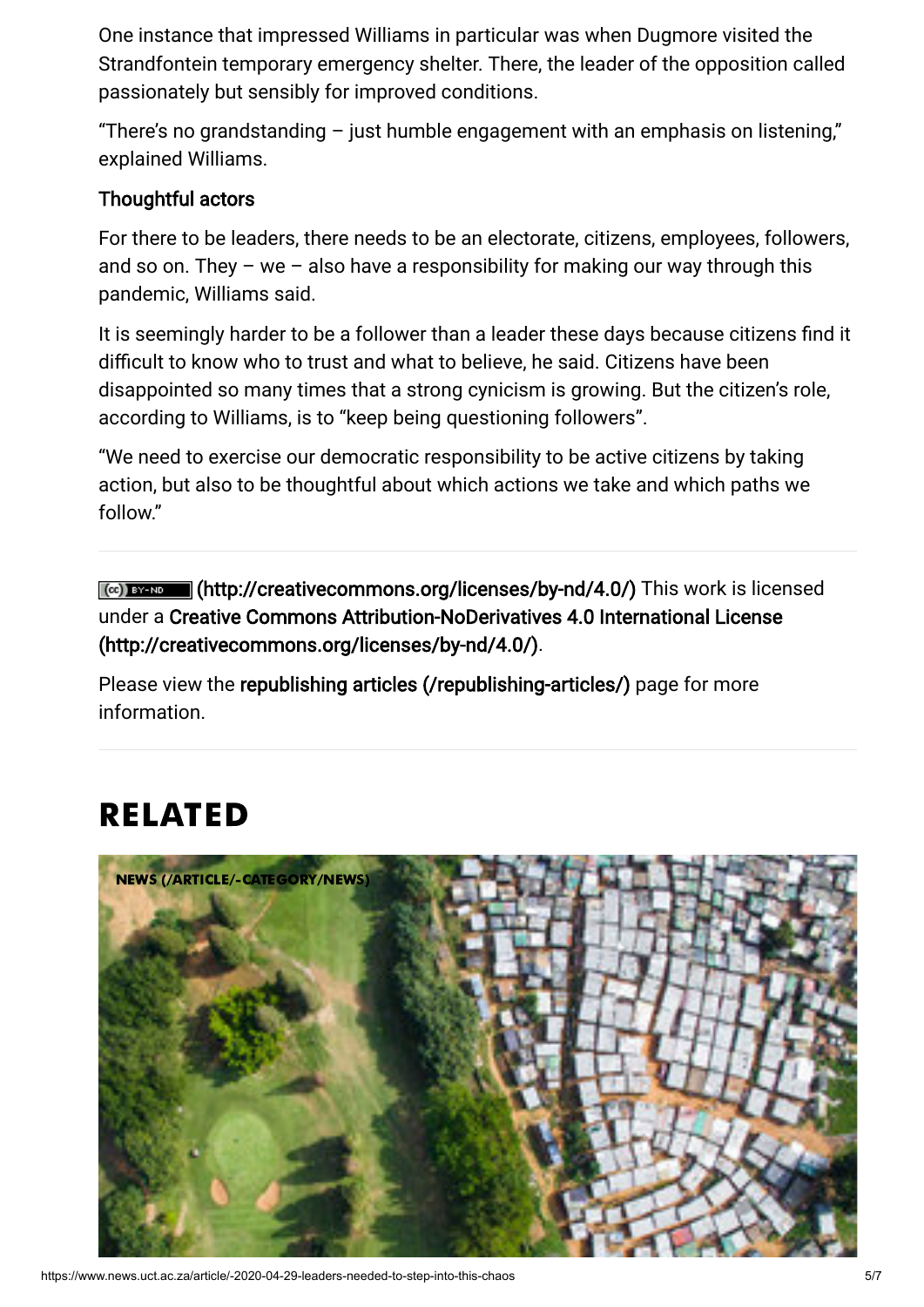One instance that impressed Williams in particular was when Dugmore visited the Strandfontein temporary emergency shelter. There, the leader of the opposition called passionately but sensibly for improved conditions.

"There's no grandstanding – just humble engagement with an emphasis on listening," explained Williams.

### Thoughtful actors

For there to be leaders, there needs to be an electorate, citizens, employees, followers, and so on. They – we – also have a responsibility for making our way through this pandemic, Williams said.

It is seemingly harder to be a follower than a leader these days because citizens find it difficult to know who to trust and what to believe, he said. Citizens have been disappointed so many times that a strong cynicism is growing. But the citizen's role, according to Williams, is to "keep being questioning followers".

"We need to exercise our democratic responsibility to be active citizens by taking action, but also to be thoughtful about which actions we take and which paths we follow."

---

(http://creativecommons.org/licenses/by-nd/4.0/) This work is licensed under a **Creative Commons Attribution-NoDerivatives 4.0 International License (http://creativecommons.org/licenses/by-nd/4.0/)**.

Please view the **republishing articles (/republishing-articles/)** page for more information.

---

# RELATED

**NEWS (/ARTICLE/-CATEGORY/NEWS)**